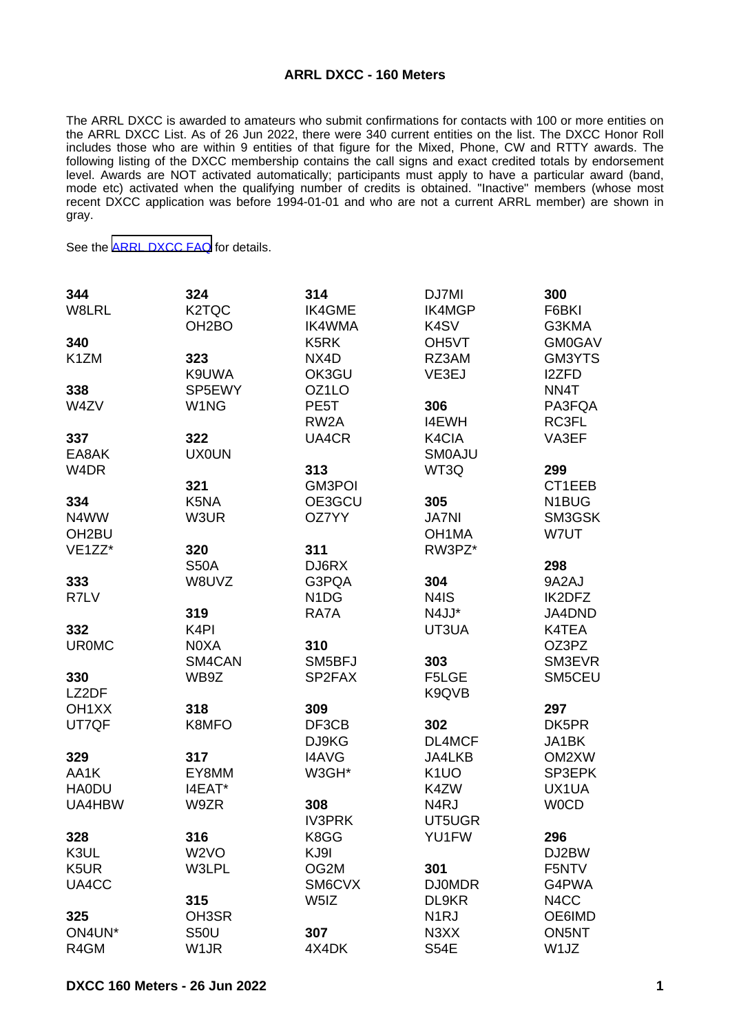# ARRL DXCC - 160 Meters

The ARRL DXCC is awarded to amateurs who submit confirmations for contacts with 100 or more entities on the ARRL DXCC List. As of 26 Jun 2022, there were 340 current entities on the list. The DXCC Honor Roll includes those who are within 9 entities of that figure for the Mixed, Phone, CW and RTTY awards. The following listing of the DXCC membership contains the call signs and exact credited totals by endorsement level. Awards are NOT activated automatically; participants must apply to have a particular award (band, mode etc) activated when the qualifying number of credits is obtained. "Inactive" members (whose most recent DXCC application was before 1994-01-01 and who are not a current ARRL member) are shown in gray.

See the [ARRL DXCC FAQ] for details.

**344**
W8LRL

**340**
K1ZM

**338**
W4ZV

**337**
EA8AK
W4DR

**334**
N4WW
OH2BU
VE1ZZ*

**333**
R7LV

**332**
UR0MC

**330**
LZ2DF
OH1XX
UT7QF

**329**
AA1K
HA0DU
UA4HBW

**328**
K3UL
K5UR
UA4CC

**325**
ON4UN*
R4GM

**324**
K2TQC
OH2BO

**323**
K9UWA
SP5EWY
W1NG

**322**
UX0UN

**321**
K5NA
W3UR

**320**
S50A
W8UVZ

**319**
K4PI
N0XA
SM4CAN
WB9Z

**318**
K8MFO

**317**
EY8MM
I4EAT*
W9ZR

**316**
W2VO
W3LPL

**315**
OH3SR
S50U
W1JR

**314**
IK4GME
IK4WMA
K5RK
NX4D
OK3GU
OZ1LO
PE5T
RW2A
UA4CR

**313**
GM3POI
OE3GCU
OZ7YY

**311**
DJ6RX
G3PQA
N1DG
RA7A

**310**
SM5BFJ
SP2FAX

**309**
DF3CB
DJ9KG
I4AVG
W3GH*

**308**
IV3PRK
K8GG
KJ9I
OG2M
SM6CVX
W5IZ

**307**
4X4DK
DJ7MI
IK4MGP
K4SV
OH5VT
RZ3AM
VE3EJ

**306**
I4EWH
K4CIA
SM0AJU
WT3Q

**305**
JA7NI
OH1MA
RW3PZ*

**304**
N4IS
N4JJ*
UT3UA

**303**
F5LGE
K9QVB

**302**
DL4MCF
JA4LKB
K1UO
K4ZW
N4RJ
UT5UGR
YU1FW

**301**
DJ0MDR
DL9KR
N1RJ
N3XX
S54E

**300**
F6BKI
G3KMA
GM0GAV
GM3YTS
I2ZFD
NN4T
PA3FQA
RC3FL
VA3EF

**299**
CT1EEB
N1BUG
SM3GSK
W7UT

**298**
9A2AJ
IK2DFZ
JA4DND
K4TEA
OZ3PZ
SM3EVR
SM5CEU

**297**
DK5PR
JA1BK
OM2XW
SP3EPK
UX1UA
W0CD

**296**
DJ2BW
F5NTV
G4PWA
N4CC
OE6IMD
ON5NT
W1JZ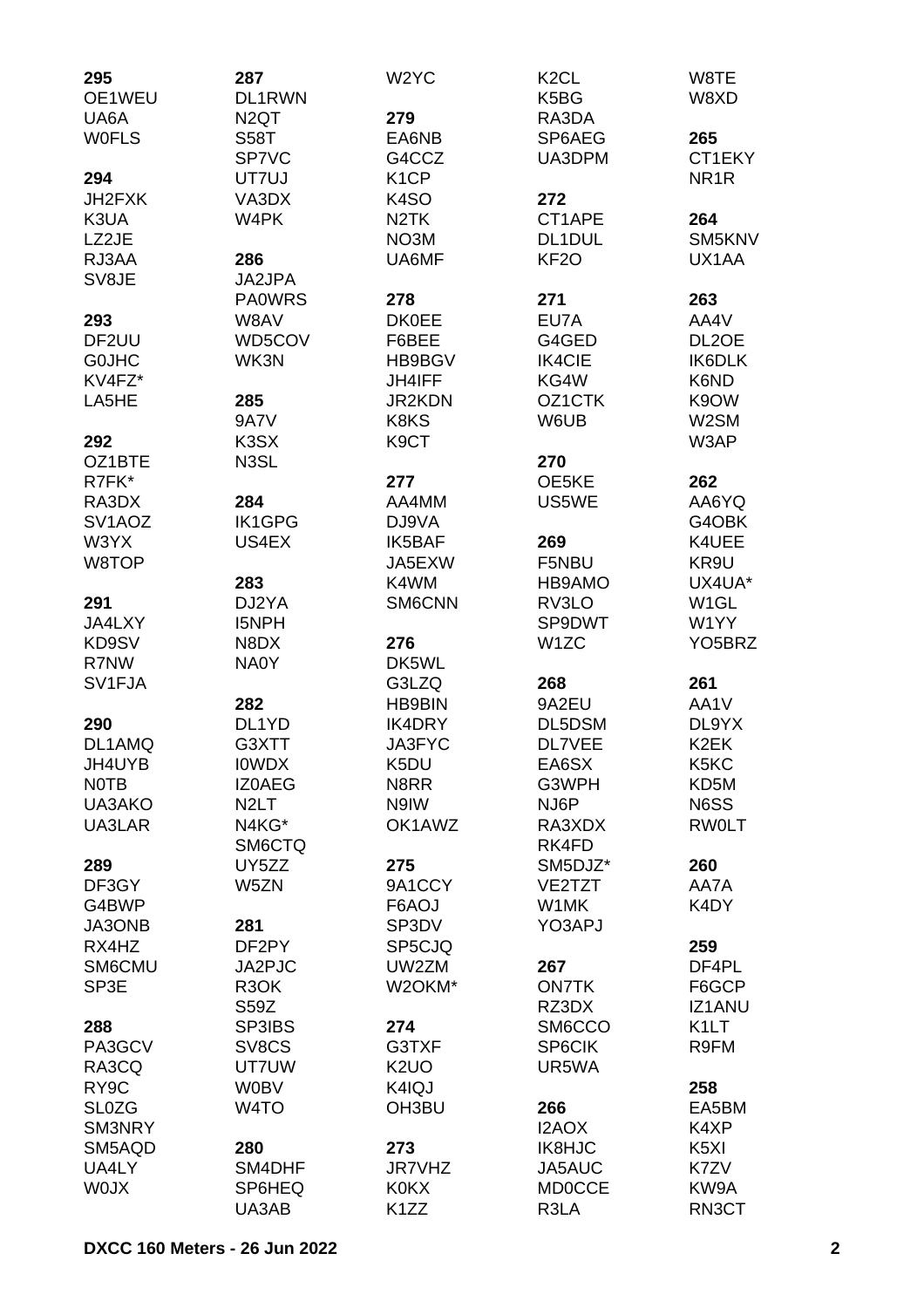**295**
OE1WEU
UA6A
W0FLS

**294**
JH2FXK
K3UA
LZ2JE
RJ3AA
SV8JE

**293**
DF2UU
G0JHC
KV4FZ*
LA5HE

**292**
OZ1BTE
R7FK*
RA3DX
SV1AOZ
W3YX
W8TOP

**291**
JA4LXY
KD9SV
R7NW
SV1FJA

**290**
DL1AMQ
JH4UYB
N0TB
UA3AKO
UA3LAR

**289**
DF3GY
G4BWP
JA3ONB
RX4HZ
SM6CMU
SP3E

**288**
PA3GCV
RA3CQ
RY9C
SL0ZG
SM3NRY
SM5AQD
UA4LY
W0JX

**287**
DL1RWN
N2QT
S58T
SP7VC
UT7UJ
VA3DX
W4PK

**286**
JA2JPA
PA0WRS
W8AV
WD5COV
WK3N

**285**
9A7V
K3SX
N3SL

**284**
IK1GPG
US4EX

**283**
DJ2YA
I5NPH
N8DX
NA0Y

**282**
DL1YD
G3XTT
I0WDX
IZ0AEG
N2LT
N4KG*
SM6CTQ
UY5ZZ
W5ZN

**281**
DF2PY
JA2PJC
R3OK
S59Z
SP3IBS
SV8CS
UT7UW
W0BV
W4TO

**280**
SM4DHF
SP6HEQ
UA3AB

W2YC

**279**
EA6NB
G4CCZ
K1CP
K4SO
N2TK
NO3M
UA6MF

**278**
DK0EE
F6BEE
HB9BGV
JH4IFF
JR2KDN
K8KS
K9CT

**277**
AA4MM
DJ9VA
IK5BAF
JA5EXW
K4WM
SM6CNN

**276**
DK5WL
G3LZQ
HB9BIN
IK4DRY
JA3FYC
K5DU
N8RR
N9IW
OK1AWZ

**275**
9A1CCY
F6AOJ
SP3DV
SP5CJQ
UW2ZM
W2OKM*

**274**
G3TXF
K2UO
K4IQJ
OH3BU

**273**
JR7VHZ
K0KX
K1ZZ

K2CL
K5BG
RA3DA
SP6AEG
UA3DPM

**272**
CT1APE
DL1DUL
KF2O

**271**
EU7A
G4GED
IK4CIE
KG4W
OZ1CTK
W6UB

**270**
OE5KE
US5WE

**269**
F5NBU
HB9AMO
RV3LO
SP9DWT
W1ZC

**268**
9A2EU
DL5DSM
DL7VEE
EA6SX
G3WPH
NJ6P
RA3XDX
RK4FD
SM5DJZ*
VE2TZT
W1MK
YO3APJ

**267**
ON7TK
RZ3DX
SM6CCO
SP6CIK
UR5WA

**266**
I2AOX
IK8HJC
JA5AUC
MD0CCE
R3LA

W8TE
W8XD

**265**
CT1EKY
NR1R

**264**
SM5KNV
UX1AA

**263**
AA4V
DL2OE
IK6DLK
K6ND
K9OW
W2SM
W3AP

**262**
AA6YQ
G4OBK
K4UEE
KR9U
UX4UA*
W1GL
W1YY
YO5BRZ

**261**
AA1V
DL9YX
K2EK
K5KC
KD5M
N6SS
RW0LT

**260**
AA7A
K4DY

**259**
DF4PL
F6GCP
IZ1ANU
K1LT
R9FM

**258**
EA5BM
K4XP
K5XI
K7ZV
KW9A
RN3CT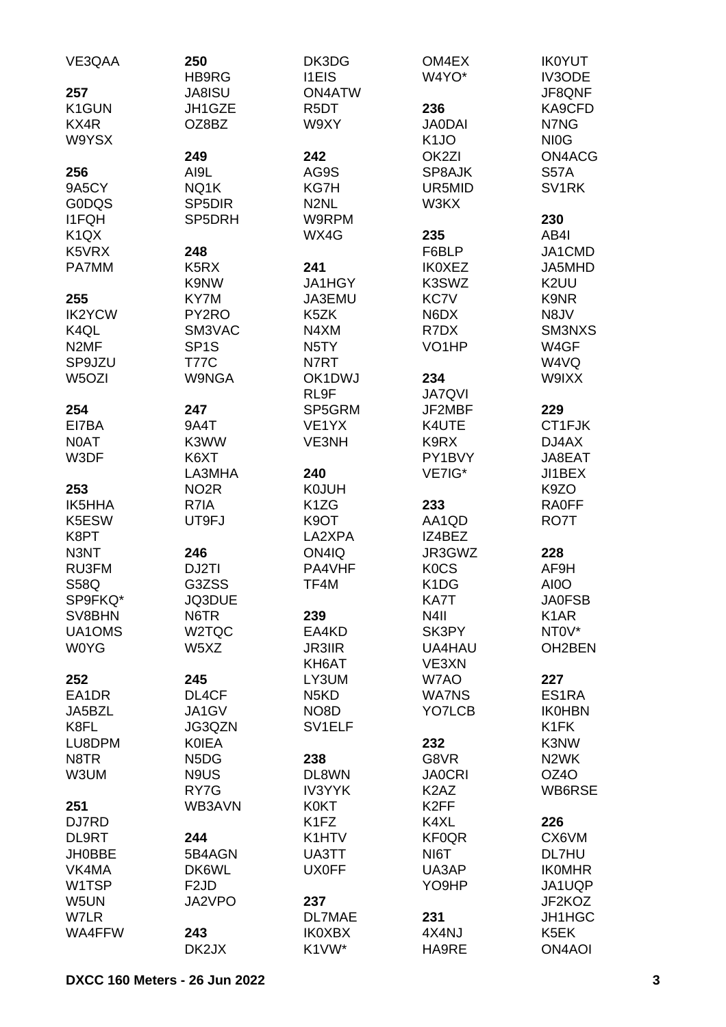VE3QAA

**257**
K1GUN
KX4R
W9YSX

**256**
9A5CY
G0DQS
I1FQH
K1QX
K5VRX
PA7MM

**255**
IK2YCW
K4QL
N2MF
SP9JZU
W5OZI

**254**
EI7BA
N0AT
W3DF

**253**
IK5HHA
K5ESW
K8PT
N3NT
RU3FM
S58Q
SP9FKQ*
SV8BHN
UA1OMS
W0YG

**252**
EA1DR
JA5BZL
K8FL
LU8DPM
N8TR
W3UM

**251**
DJ7RD
DL9RT
JH0BBE
VK4MA
W1TSP
W5UN
W7LR
WA4FFW

**250**
HB9RG
JA8ISU
JH1GZE
OZ8BZ

**249**
AI9L
NQ1K
SP5DIR
SP5DRH

**248**
K5RX
K9NW
KY7M
PY2RO
SM3VAC
SP1S
T77C
W9NGA

**247**
9A4T
K3WW
K6XT
LA3MHA
NO2R
R7IA
UT9FJ

**246**
DJ2TI
G3ZSS
JQ3DUE
N6TR
W2TQC
W5XZ

**245**
DL4CF
JA1GV
JG3QZN
K0IEA
N5DG
N9US
RY7G
WB3AVN

**244**
5B4AGN
DK6WL
F2JD
JA2VPO

**243**
DK2JX
DK3DG
I1EIS
ON4ATW
R5DT
W9XY

**242**
AG9S
KG7H
N2NL
W9RPM
WX4G

**241**
JA1HGY
JA3EMU
K5ZK
N4XM
N5TY
N7RT
OK1DWJ
RL9F
SP5GRM
VE1YX
VE3NH

**240**
K0JUH
K1ZG
K9OT
LA2XPA
ON4IQ
PA4VHF
TF4M

**239**
EA4KD
JR3IIR
KH6AT
LY3UM
N5KD
NO8D
SV1ELF

**238**
DL8WN
IV3YYK
K0KT
K1FZ
K1HTV
UA3TT
UX0FF

**237**
DL7MAE
IK0XBX
K1VW*
OM4EX
W4YO*

**236**
JA0DAI
K1JO
OK2ZI
SP8AJK
UR5MID
W3KX

**235**
F6BLP
IK0XEZ
K3SWZ
KC7V
N6DX
R7DX
VO1HP

**234**
JA7QVI
JF2MBF
K4UTE
K9RX
PY1BVY
VE7IG*

**233**
AA1QD
IZ4BEZ
JR3GWZ
K0CS
K1DG
KA7T
N4II
SK3PY
UA4HAU
VE3XN
W7AO
WA7NS
YO7LCB

**232**
G8VR
JA0CRI
K2AZ
K2FF
K4XL
KF0QR
NI6T
UA3AP
YO9HP

**231**
4X4NJ
HA9RE
IK0YUT
IV3ODE
JF8QNF
KA9CFD
N7NG
NI0G
ON4ACG
S57A
SV1RK

**230**
AB4I
JA1CMD
JA5MHD
K2UU
K9NR
N8JV
SM3NXS
W4GF
W4VQ
W9IXX

**229**
CT1FJK
DJ4AX
JA8EAT
JI1BEX
K9ZO
RA0FF
RO7T

**228**
AF9H
AI0O
JA0FSB
K1AR
NT0V*
OH2BEN

**227**
ES1RA
IK0HBN
K1FK
K3NW
N2WK
OZ4O
WB6RSE

**226**
CX6VM
DL7HU
IK0MHR
JA1UQP
JF2KOZ
JH1HGC
K5EK
ON4AOI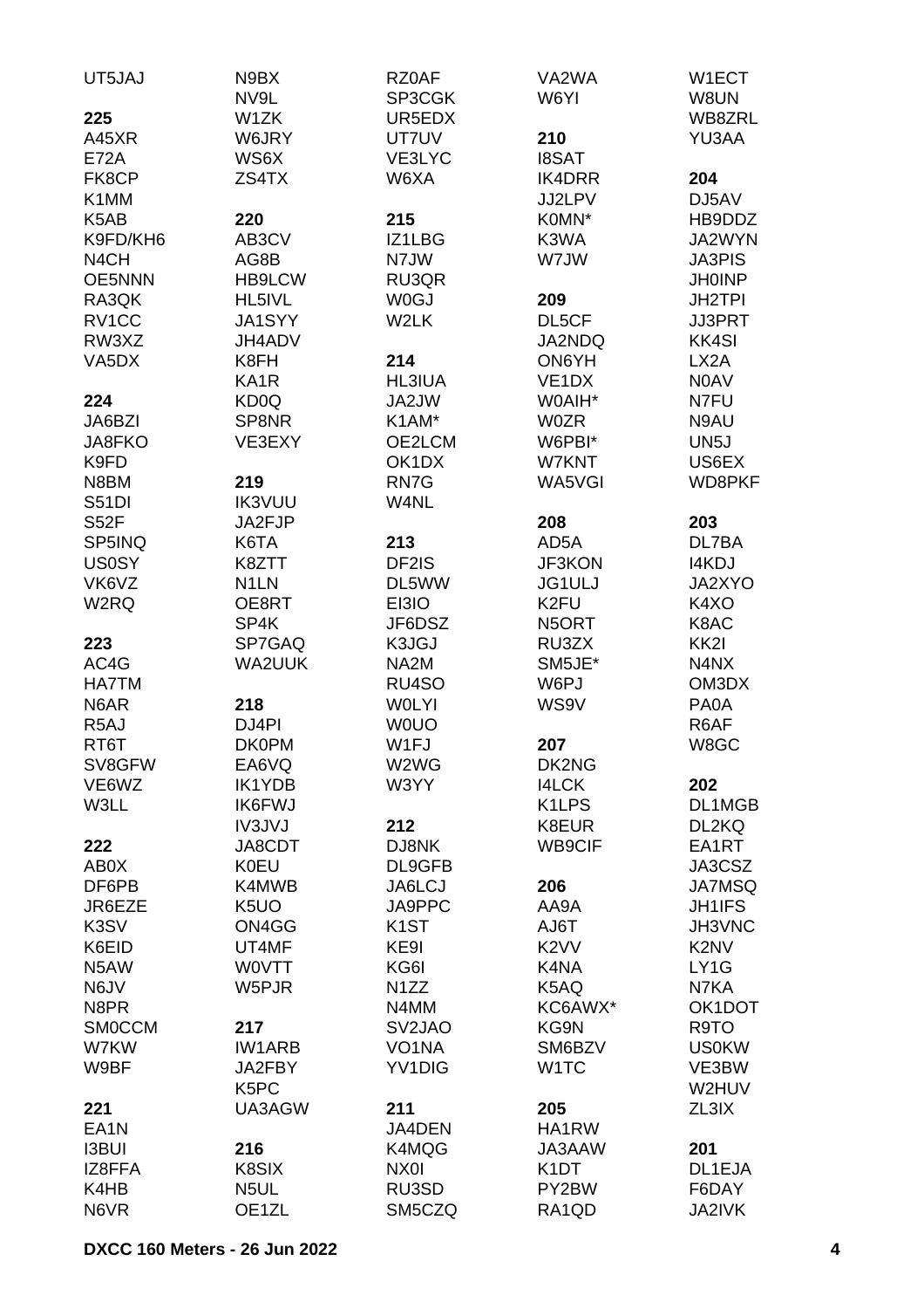UT5JAJ

**225**

A45XR
E72A
FK8CP
K1MM
K5AB
K9FD/KH6
N4CH
OE5NNN
RA3QK
RV1CC
RW3XZ
VA5DX

**224**

JA6BZI
JA8FKO
K9FD
N8BM
S51DI
S52F
SP5INQ
US0SY
VK6VZ
W2RQ

**223**

AC4G
HA7TM
N6AR
R5AJ
RT6T
SV8GFW
VE6WZ
W3LL

**222**

AB0X
DF6PB
JR6EZE
K3SV
K6EID
N5AW
N6JV
N8PR
SM0CCM
W7KW
W9BF

**221**

EA1N
I3BUI
IZ8FFA
K4HB
N6VR
N9BX
NV9L
W1ZK
W6JRY
WS6X
ZS4TX

**220**

AB3CV
AG8B
HB9LCW
HL5IVL
JA1SYY
JH4ADV
K8FH
KA1R
KD0Q
SP8NR
VE3EXY

**219**

IK3VUU
JA2FJP
K6TA
K8ZTT
N1LN
OE8RT
SP4K
SP7GAQ
WA2UUK

**218**

DJ4PI
DK0PM
EA6VQ
IK1YDB
IK6FWJ
IV3JVJ
JA8CDT
K0EU
K4MWB
K5UO
ON4GG
UT4MF
W0VTT
W5PJR

**217**

IW1ARB
JA2FBY
K5PC
UA3AGW

**216**

K8SIX
N5UL
OE1ZL
RZ0AF
SP3CGK
UR5EDX
UT7UV
VE3LYC
W6XA

**215**

IZ1LBG
N7JW
RU3QR
W0GJ
W2LK

**214**

HL3IUA
JA2JW
K1AM*
OE2LCM
OK1DX
RN7G
W4NL

**213**

DF2IS
DL5WW
EI3IO
JF6DSZ
K3JGJ
NA2M
RU4SO
W0LYI
W0UO
W1FJ
W2WG
W3YY

**212**

DJ8NK
DL9GFB
JA6LCJ
JA9PPC
K1ST
KE9I
KG6I
N1ZZ
N4MM
SV2JAO
VO1NA
YV1DIG

**211**

JA4DEN
K4MQG
NX0I
RU3SD
SM5CZQ
VA2WA
W6YI

**210**

I8SAT
IK4DRR
JJ2LPV
K0MN*
K3WA
W7JW

**209**

DL5CF
JA2NDQ
ON6YH
VE1DX
W0AIH*
W0ZR
W6PBI*
W7KNT
WA5VGI

**208**

AD5A
JF3KON
JG1ULJ
K2FU
N5ORT
RU3ZX
SM5JE*
W6PJ
WS9V

**207**

DK2NG
I4LCK
K1LPS
K8EUR
WB9CIF

**206**

AA9A
AJ6T
K2VV
K4NA
K5AQ
KC6AWX*
KG9N
SM6BZV
W1TC

**205**

HA1RW
JA3AAW
K1DT
PY2BW
RA1QD
W1ECT
W8UN
WB8ZRL
YU3AA

**204**

DJ5AV
HB9DDZ
JA2WYN
JA3PIS
JH0INP
JH2TPI
JJ3PRT
KK4SI
LX2A
N0AV
N7FU
N9AU
UN5J
US6EX
WD8PKF

**203**

DL7BA
I4KDJ
JA2XYO
K4XO
K8AC
KK2I
N4NX
OM3DX
PA0A
R6AF
W8GC

**202**

DL1MGB
DL2KQ
EA1RT
JA3CSZ
JA7MSQ
JH1IFS
JH3VNC
K2NV
LY1G
N7KA
OK1DOT
R9TO
US0KW
VE3BW
W2HUV
ZL3IX

**201**

DL1EJA
F6DAY
JA2IVK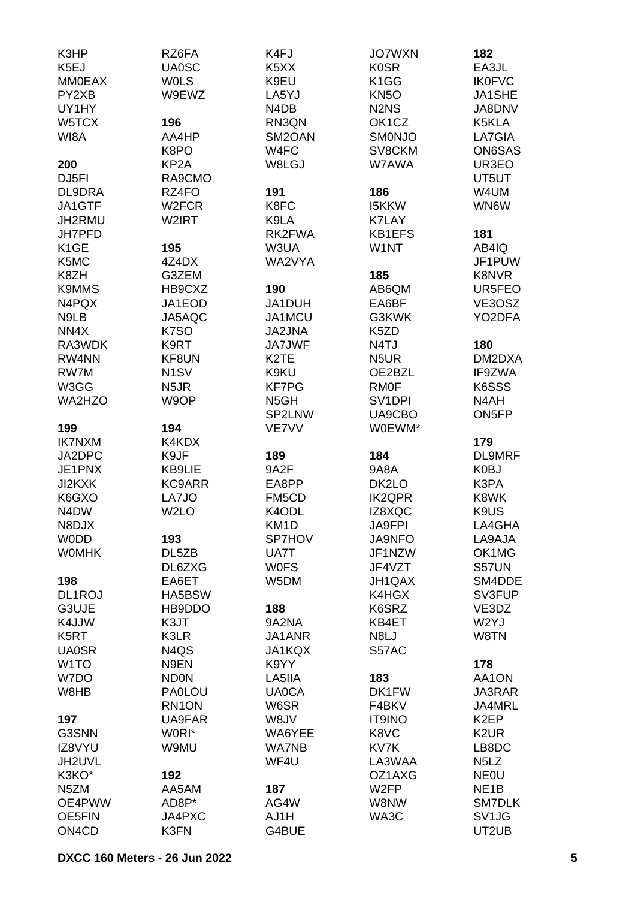K3HP
K5EJ
MM0EAX
PY2XB
UY1HY
W5TCX
WI8A

**200**
DJ5FI
DL9DRA
JA1GTF
JH2RMU
JH7PFD
K1GE
K5MC
K8ZH
K9MMS
N4PQX
N9LB
NN4X
RA3WDK
RW4NN
RW7M
W3GG
WA2HZO

**199**
IK7NXM
JA2DPC
JE1PNX
JI2KXK
K6GXO
N4DW
N8DJX
W0DD
W0MHK

**198**
DL1ROJ
G3UJE
K4JJW
K5RT
UA0SR
W1TO
W7DO
W8HB

**197**
G3SNN
IZ8VYU
JH2UVL
K3KO*
N5ZM
OE4PWW
OE5FIN
ON4CD

RZ6FA
UA0SC
W0LS
W9EWZ

**196**
AA4HP
K8PO
KP2A
RA9CMO
RZ4FO
W2FCR
W2IRT

**195**
4Z4DX
G3ZEM
HB9CXZ
JA1EOD
JA5AQC
K7SO
K9RT
KF8UN
N1SV
N5JR
W9OP

**194**
K4KDX
K9JF
KB9LIE
KC9ARR
LA7JO
W2LO

**193**
DL5ZB
DL6ZXG
EA6ET
HA5BSW
HB9DDO
K3JT
K3LR
N4QS
N9EN
ND0N
PA0LOU
RN1ON
UA9FAR
W0RI*
W9MU

**192**
AA5AM
AD8P*
JA4PXC
K3FN

K4FJ
K5XX
K9EU
LA5YJ
N4DB
RN3QN
SM2OAN
W4FC
W8LGJ

**191**
K8FC
K9LA
RK2FWA
W3UA
WA2VYA

**190**
JA1DUH
JA1MCU
JA2JNA
JA7JWF
K2TE
K9KU
KF7PG
N5GH
SP2LNW
VE7VV

**189**
9A2F
EA8PP
FM5CD
K4ODL
KM1D
SP7HOV
UA7T
W0FS
W5DM

**188**
9A2NA
JA1ANR
JA1KQX
K9YY
LA5IIA
UA0CA
W6SR
W8JV
WA6YEE
WA7NB
WF4U

**187**
AG4W
AJ1H
G4BUE

JO7WXN
K0SR
K1GG
KN5O
N2NS
OK1CZ
SM0NJO
SV8CKM
W7AWA

**186**
I5KKW
K7LAY
KB1EFS
W1NT

**185**
AB6QM
EA6BF
G3KWK
K5ZD
N4TJ
N5UR
OE2BZL
RM0F
SV1DPI
UA9CBO
W0EWM*

**184**
9A8A
DK2LO
IK2QPR
IZ8XQC
JA9FPI
JA9NFO
JF1NZW
JF4VZT
JH1QAX
K4HGX
K6SRZ
KB4ET
N8LJ
S57AC

**183**
DK1FW
F4BKV
IT9INO
K8VC
KV7K
LA3WAA
OZ1AXG
W2FP
W8NW
WA3C

**182**
EA3JL
IK0FVC
JA1SHE
JA8DNV
K5KLA
LA7GIA
ON6SAS
UR3EO
UT5UT
W4UM
WN6W

**181**
AB4IQ
JF1PUW
K8NVR
UR5FEO
VE3OSZ
YO2DFA

**180**
DM2DXA
IF9ZWA
K6SSS
N4AH
ON5FP

**179**
DL9MRF
K0BJ
K3PA
K8WK
K9US
LA4GHA
LA9AJA
OK1MG
S57UN
SM4DDE
SV3FUP
VE3DZ
W2YJ
W8TN

**178**
AA1ON
JA3RAR
JA4MRL
K2EP
K2UR
LB8DC
N5LZ
NE0U
NE1B
SM7DLK
SV1JG
UT2UB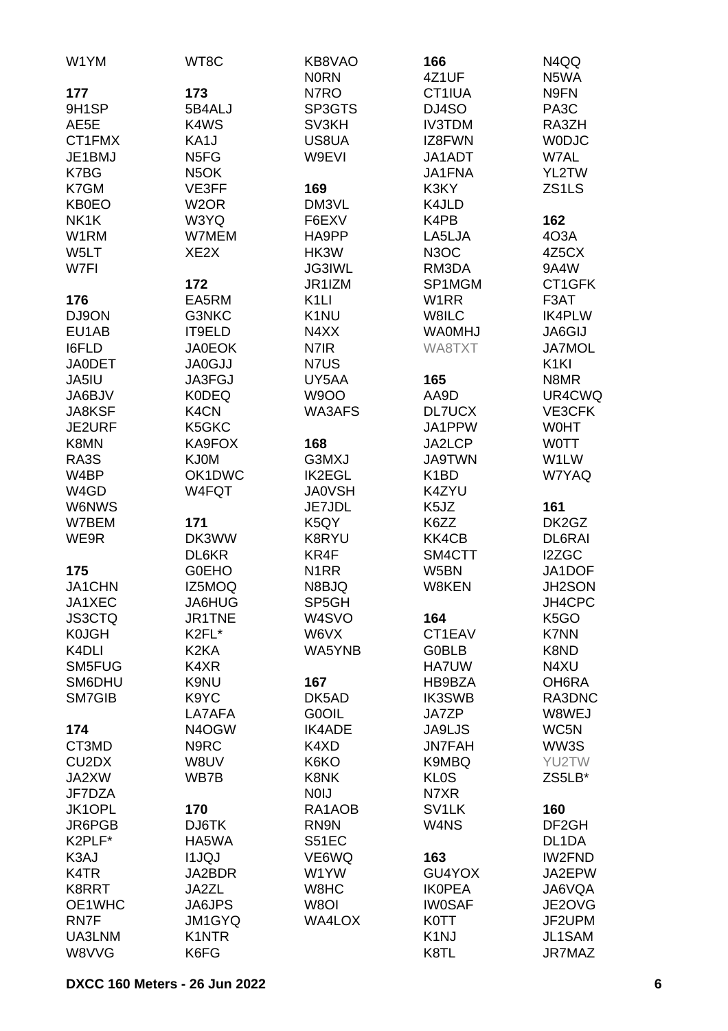W1YM
WT8C
KB8VAO
N0RN
N7RO
SP3GTS
SV3KH
US8UA
W9EVI

**169**
DM3VL
F6EXV
HA9PP
HK3W
JG3IWL
JR1IZM
K1LI
K1NU
N4XX
N7IR
N7US
UY5AA
W9OO
WA3AFS

**168**
G3MXJ
IK2EGL
JA0VSH
JE7JDL
K5QY
K8RYU
KR4F
N1RR
N8BJQ
SP5GH
W4SVO
W6VX
WA5YNB

**167**
DK5AD
G0OIL
IK4ADE
K4XD
K6KO
K8NK
N0IJ
RA1AOB
RN9N
S51EC
VE6WQ
W1YW
W8HC
W8OI
WA4LOX

**177**
9H1SP
AE5E
CT1FMX
JE1BMJ
K7BG
K7GM
KB0EO
NK1K
W1RM
W5LT
W7FI

**176**
DJ9ON
EU1AB
I6FLD
JA0DET
JA5IU
JA6BJV
JA8KSF
JE2URF
K8MN
RA3S
W4BP
W4GD
W6NWS
W7BEM
WE9R

**175**
JA1CHN
JA1XEC
JS3CTQ
K0JGH
K4DLI
SM5FUG
SM6DHU
SM7GIB

**174**
CT3MD
CU2DX
JA2XW
JF7DZA
JK1OPL
JR6PGB
K2PLF*
K3AJ
K4TR
K8RRT
OE1WHC
RN7F
UA3LNM
W8VVG

**173**
5B4ALJ
K4WS
KA1J
N5FG
N5OK
VE3FF
W2OR
W3YQ
W7MEM
XE2X

**172**
EA5RM
G3NKC
IT9ELD
JA0EOK
JA0GJJ
JA3FGJ
K0DEQ
K4CN
K5GKC
KA9FOX
KJ0M
OK1DWC
W4FQT

**171**
DK3WW
DL6KR
G0EHO
IZ5MOQ
JA6HUG
JR1TNE
K2FL*
K2KA
K4XR
K9NU
K9YC
LA7AFA
N4OGW
N9RC
W8UV
WB7B

**170**
DJ6TK
HA5WA
I1JQJ
JA2BDR
JA2ZL
JA6JPS
JM1GYQ
K1NTR
K6FG

**166**
4Z1UF
CT1IUA
DJ4SO
IV3TDM
IZ8FWN
JA1ADT
JA1FNA
K3KY
K4JLD
K4PB
LA5LJA
N3OC
RM3DA
SP1MGM
W1RR
W8ILC
WA0MHJ
WA8TXT

**165**
AA9D
DL7UCX
JA1PPW
JA2LCP
JA9TWN
K1BD
K4ZYU
K5JZ
K6ZZ
KK4CB
SM4CTT
W5BN
W8KEN

**164**
CT1EAV
G0BLB
HA7UW
HB9BZA
IK3SWB
JA7ZP
JA9LJS
JN7FAH
K9MBQ
KL0S
N7XR
SV1LK
W4NS

**163**
GU4YOX
IK0PEA
IW0SAF
K0TT
K1NJ
K8TL

N4QQ
N5WA
N9FN
PA3C
RA3ZH
W0DJC
W7AL
YL2TW
ZS1LS

**162**
4O3A
4Z5CX
9A4W
CT1GFK
F3AT
IK4PLW
JA6GIJ
JA7MOL
K1KI
N8MR
UR4CWQ
VE3CFK
W0HT
W0TT
W1LW
W7YAQ

**161**
DK2GZ
DL6RAI
I2ZGC
JA1DOF
JH2SON
JH4CPC
K5GO
K7NN
K8ND
N4XU
OH6RA
RA3DNC
W8WEJ
WC5N
WW3S
YU2TW
ZS5LB*

**160**
DF2GH
DL1DA
IW2FND
JA2EPW
JA6VQA
JE2OVG
JF2UPM
JL1SAM
JR7MAZ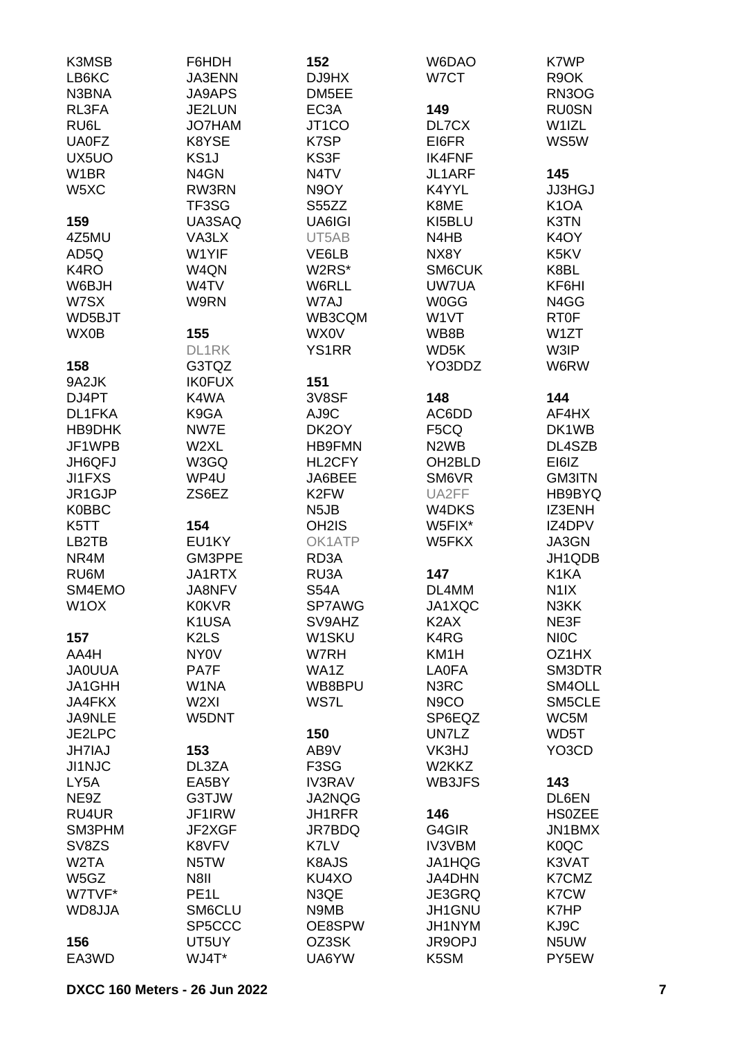K3MSB
LB6KC
N3BNA
RL3FA
RU6L
UA0FZ
UX5UO
W1BR
W5XC

**159**
4Z5MU
AD5Q
K4RO
W6BJH
W7SX
WD5BJT
WX0B

**158**
9A2JK
DJ4PT
DL1FKA
HB9DHK
JF1WPB
JH6QFJ
JI1FXS
JR1GJP
K0BBC
K5TT
LB2TB
NR4M
RU6M
SM4EMO
W1OX

**157**
AA4H
JA0UUA
JA1GHH
JA4FKX
JA9NLE
JE2LPC
JH7IAJ
JI1NJC
LY5A
NE9Z
RU4UR
SM3PHM
SV8ZS
W2TA
W5GZ
W7TVF*
WD8JJA

**156**
EA3WD
F6HDH
JA3ENN
JA9APS
JE2LUN
JO7HAM
K8YSE
KS1J
N4GN
RW3RN
TF3SG
UA3SAQ
VA3LX
W1YIF
W4QN
W4TV
W9RN

**155**
DL1RK
G3TQZ
IK0FUX
K4WA
K9GA
NW7E
W2XL
W3GQ
WP4U
ZS6EZ

**154**
EU1KY
GM3PPE
JA1RTX
JA8NFV
K0KVR
K1USA
K2LS
NY0V
PA7F
W1NA
W2XI
W5DNT

**153**
DL3ZA
EA5BY
G3TJW
JF1IRW
JF2XGF
K8VFV
N5TW
N8II
PE1L
SM6CLU
SP5CCC
UT5UY
WJ4T*

**152**
DJ9HX
DM5EE
EC3A
JT1CO
K7SP
KS3F
N4TV
N9OY
S55ZZ
UA6IGI
UT5AB
VE6LB
W2RS*
W6RLL
W7AJ
WB3CQM
WX0V
YS1RR

**151**
3V8SF
AJ9C
DK2OY
HB9FMN
HL2CFY
JA6BEE
K2FW
N5JB
OH2IS
OK1ATP
RD3A
RU3A
S54A
SP7AWG
SV9AHZ
W1SKU
W7RH
WA1Z
WB8BPU
WS7L

**150**
AB9V
F3SG
IV3RAV
JA2NQG
JH1RFR
JR7BDQ
K7LV
K8AJS
KU4XO
N3QE
N9MB
OE8SPW
OZ3SK
UA6YW
W6DAO
W7CT

**149**
DL7CX
EI6FR
IK4FNF
JL1ARF
K4YYL
K8ME
KI5BLU
N4HB
NX8Y
SM6CUK
UW7UA
W0GG
W1VT
WB8B
WD5K
YO3DDZ

**148**
AC6DD
F5CQ
N2WB
OH2BLD
SM6VR
UA2FF
W4DKS
W5FIX*
W5FKX

**147**
DL4MM
JA1XQC
K2AX
K4RG
KM1H
LA0FA
N3RC
N9CO
SP6EQZ
UN7LZ
VK3HJ
W2KKZ
WB3JFS

**146**
G4GIR
IV3VBM
JA1HQG
JA4DHN
JE3GRQ
JH1GNU
JH1NYM
JR9OPJ
K5SM
K7WP
R9OK
RN3OG
RU0SN
W1IZL
WS5W

**145**
JJ3HGJ
K1OA
K3TN
K4OY
K5KV
K8BL
KF6HI
N4GG
RT0F
W1ZT
W3IP
W6RW

**144**
AF4HX
DK1WB
DL4SZB
EI6IZ
GM3ITN
HB9BYQ
IZ3ENH
IZ4DPV
JA3GN
JH1QDB
K1KA
N1IX
N3KK
NE3F
NI0C
OZ1HX
SM3DTR
SM4OLL
SM5CLE
WC5M
WD5T
YO3CD

**143**
DL6EN
HS0ZEE
JN1BMX
K0QC
K3VAT
K7CMZ
K7CW
K7HP
KJ9C
N5UW
PY5EW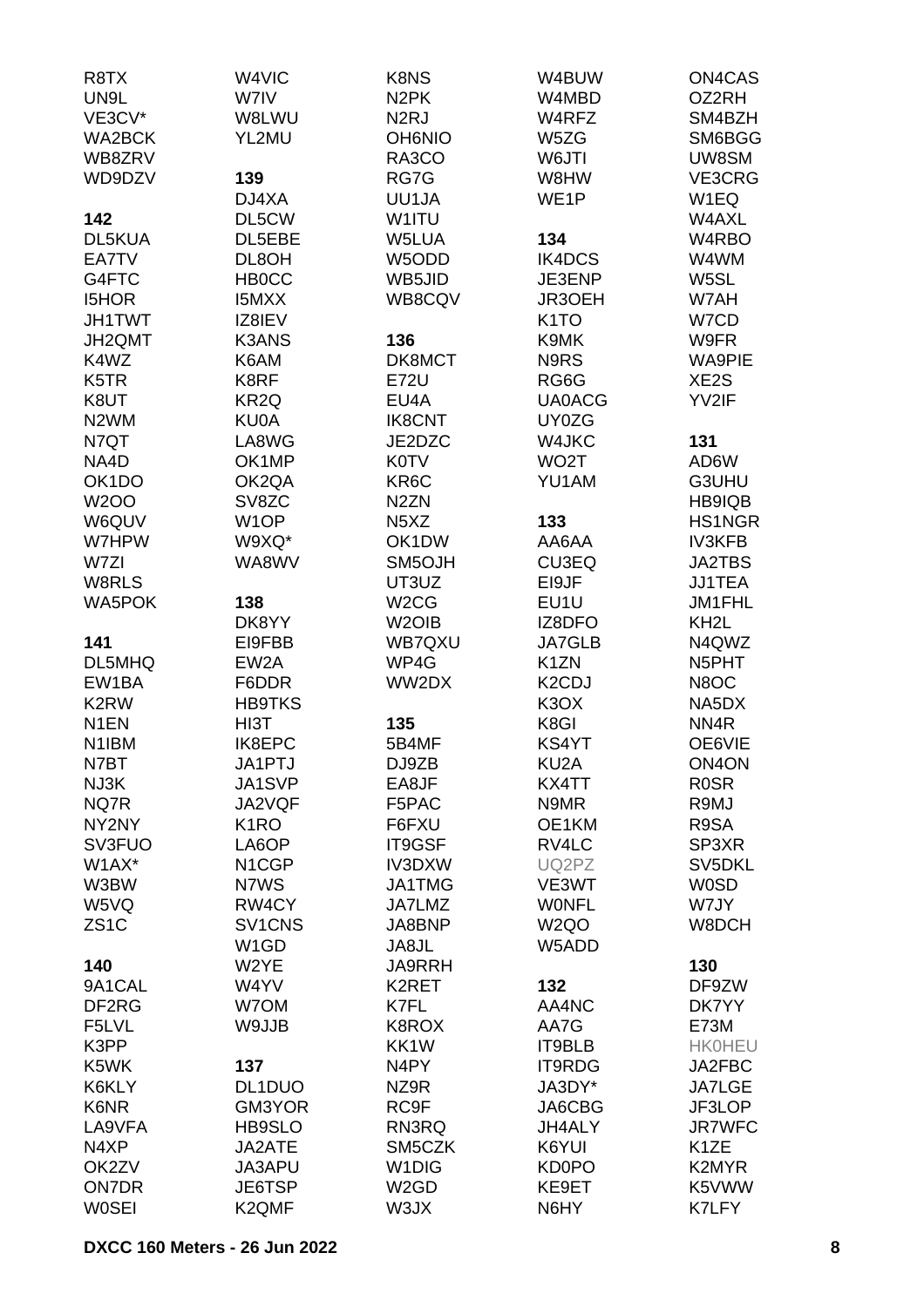R8TX
UN9L
VE3CV*
WA2BCK
WB8ZRV
WD9DZV

**142**
DL5KUA
EA7TV
G4FTC
I5HOR
JH1TWT
JH2QMT
K4WZ
K5TR
K8UT
N2WM
N7QT
NA4D
OK1DO
W2OO
W6QUV
W7HPW
W7ZI
W8RLS
WA5POK

**141**
DL5MHQ
EW1BA
K2RW
N1EN
N1IBM
N7BT
NJ3K
NQ7R
NY2NY
SV3FUO
W1AX*
W3BW
W5VQ
ZS1C

**140**
9A1CAL
DF2RG
F5LVL
K3PP
K5WK
K6KLY
K6NR
LA9VFA
N4XP
OK2ZV
ON7DR
W0SEI

W4VIC
W7IV
W8LWU
YL2MU

**139**
DJ4XA
DL5CW
DL5EBE
DL8OH
HB0CC
I5MXX
IZ8IEV
K3ANS
K6AM
K8RF
KR2Q
KU0A
LA8WG
OK1MP
OK2QA
SV8ZC
W1OP
W9XQ*
WA8WV

**138**
DK8YY
EI9FBB
EW2A
F6DDR
HB9TKS
HI3T
IK8EPC
JA1PTJ
JA1SVP
JA2VQF
K1RO
LA6OP
N1CGP
N7WS
RW4CY
SV1CNS
W1GD
W2YE
W4YV
W7OM
W9JJB

**137**
DL1DUO
GM3YOR
HB9SLO
JA2ATE
JA3APU
JE6TSP
K2QMF

K8NS
N2PK
N2RJ
OH6NIO
RA3CO
RG7G
UU1JA
W1ITU
W5LUA
W5ODD
WB5JID
WB8CQV

**136**
DK8MCT
E72U
EU4A
IK8CNT
JE2DZC
K0TV
KR6C
N2ZN
N5XZ
OK1DW
SM5OJH
UT3UZ
W2CG
W2OIB
WB7QXU
WP4G
WW2DX

**135**
5B4MF
DJ9ZB
EA8JF
F5PAC
F6FXU
IT9GSF
IV3DXW
JA1TMG
JA7LMZ
JA8BNP
JA8JL
JA9RRH
K2RET
K7FL
K8ROX
KK1W
N4PY
NZ9R
RC9F
RN3RQ
SM5CZK
W1DIG
W2GD
W3JX

W4BUW
W4MBD
W4RFZ
W5ZG
W6JTI
W8HW
WE1P

**134**
IK4DCS
JE3ENP
JR3OEH
K1TO
K9MK
N9RS
RG6G
UA0ACG
UY0ZG
W4JKC
WO2T
YU1AM

**133**
AA6AA
CU3EQ
EI9JF
EU1U
IZ8DFO
JA7GLB
K1ZN
K2CDJ
K3OX
K8GI
KS4YT
KU2A
KX4TT
N9MR
OE1KM
RV4LC
UQ2PZ
VE3WT
W0NFL
W2QO
W5ADD

**132**
AA4NC
AA7G
IT9BLB
IT9RDG
JA3DY*
JA6CBG
JH4ALY
K6YUI
KD0PO
KE9ET
N6HY

ON4CAS
OZ2RH
SM4BZH
SM6BGG
UW8SM
VE3CRG
W1EQ
W4AXL
W4RBO
W4WM
W5SL
W7AH
W7CD
W9FR
WA9PIE
XE2S
YV2IF

**131**
AD6W
G3UHU
HB9IQB
HS1NGR
IV3KFB
JA2TBS
JJ1TEA
JM1FHL
KH2L
N4QWZ
N5PHT
N8OC
NA5DX
NN4R
OE6VIE
ON4ON
R0SR
R9MJ
R9SA
SP3XR
SV5DKL
W0SD
W7JY
W8DCH

**130**
DF9ZW
DK7YY
E73M
HK0HEU
JA2FBC
JA7LGE
JF3LOP
JR7WFC
K1ZE
K2MYR
K5VWW
K7LFY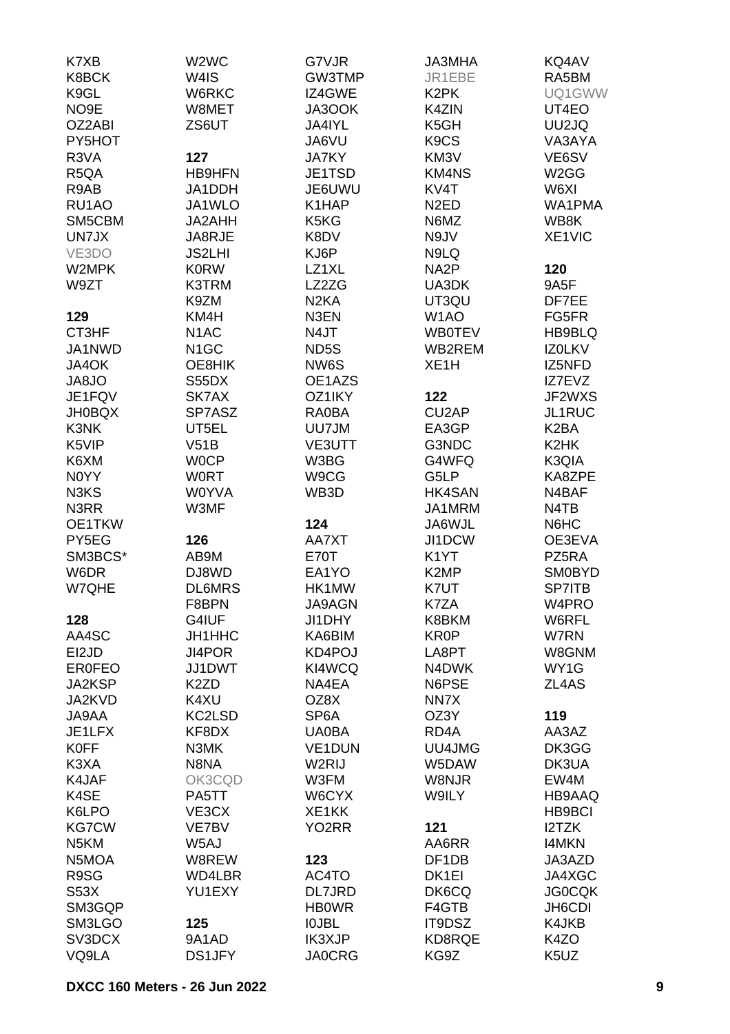K7XB
K8BCK
K9GL
NO9E
OZ2ABI
PY5HOT
R3VA
R5QA
R9AB
RU1AO
SM5CBM
UN7JX
VE3DO
W2MPK
W9ZT

**129**

CT3HF
JA1NWD
JA4OK
JA8JO
JE1FQV
JH0BQX
K3NK
K5VIP
K6XM
N0YY
N3KS
N3RR
OE1TKW
PY5EG
SM3BCS*
W6DR
W7QHE

**128**

AA4SC
EI2JD
ER0FEO
JA2KSP
JA2KVD
JA9AA
JE1LFX
K0FF
K3XA
K4JAF
K4SE
K6LPO
KG7CW
N5KM
N5MOA
R9SG
S53X
SM3GQP
SM3LGO
SV3DCX
VQ9LA

W2WC
W4IS
W6RKC
W8MET
ZS6UT

**127**

HB9HFN
JA1DDH
JA1WLO
JA2AHH
JA8RJE
JS2LHI
K0RW
K3TRM
K9ZM
KM4H
N1AC
N1GC
OE8HIK
S55DX
SK7AX
SP7ASZ
UT5EL
V51B
W0CP
W0RT
W0YVA
W3MF

**126**

AB9M
DJ8WD
DL6MRS
F8BPN
G4IUF
JH1HHC
JI4POR
JJ1DWT
K2ZD
K4XU
KC2LSD
KF8DX
N3MK
N8NA
OK3CQD
PA5TT
VE3CX
VE7BV
W5AJ
W8REW
WD4LBR
YU1EXY

**125**

9A1AD
DS1JFY

G7VJR
GW3TMP
IZ4GWE
JA3OOK
JA4IYL
JA6VU
JA7KY
JE1TSD
JE6UWU
K1HAP
K5KG
K8DV
KJ6P
LZ1XL
LZ2ZG
N2KA
N3EN
N4JT
ND5S
NW6S
OE1AZS
OZ1IKY
RA0BA
UU7JM
VE3UTT
W3BG
W9CG
WB3D

**124**

AA7XT
E70T
EA1YO
HK1MW
JA9AGN
JI1DHY
KA6BIM
KD4POJ
KI4WCQ
NA4EA
OZ8X
SP6A
UA0BA
VE1DUN
W2RIJ
W3FM
W6CYX
XE1KK
YO2RR

**123**

AC4TO
DL7JRD
HB0WR
I0JBL
IK3XJP
JA0CRG

JA3MHA
JR1EBE
K2PK
K4ZIN
K5GH
K9CS
KM3V
KM4NS
KV4T
N2ED
N6MZ
N9JV
N9LQ
NA2P
UA3DK
UT3QU
W1AO
WB0TEV
WB2REM
XE1H

**122**

CU2AP
EA3GP
G3NDC
G4WFQ
G5LP
HK4SAN
JA1MRM
JA6WJL
JI1DCW
K1YT
K2MP
K7UT
K7ZA
K8BKM
KR0P
LA8PT
N4DWK
N6PSE
NN7X
OZ3Y
RD4A
UU4JMG
W5DAW
W8NJR
W9ILY

**121**

AA6RR
DF1DB
DK1EI
DK6CQ
F4GTB
IT9DSZ
KD8RQE
KG9Z

KQ4AV
RA5BM
UQ1GWW
UT4EO
UU2JQ
VA3AYA
VE6SV
W2GG
W6XI
WA1PMA
WB8K
XE1VIC

**120**

9A5F
DF7EE
FG5FR
HB9BLQ
IZ0LKV
IZ5NFD
IZ7EVZ
JF2WXS
JL1RUC
K2BA
K2HK
K3QIA
KA8ZPE
N4BAF
N4TB
N6HC
OE3EVA
PZ5RA
SM0BYD
SP7ITB
W4PRO
W6RFL
W7RN
W8GNM
WY1G
ZL4AS

**119**

AA3AZ
DK3GG
DK3UA
EW4M
HB9AAQ
HB9BCI
I2TZK
I4MKN
JA3AZD
JA4XGC
JG0CQK
JH6CDI
K4JKB
K4ZO
K5UZ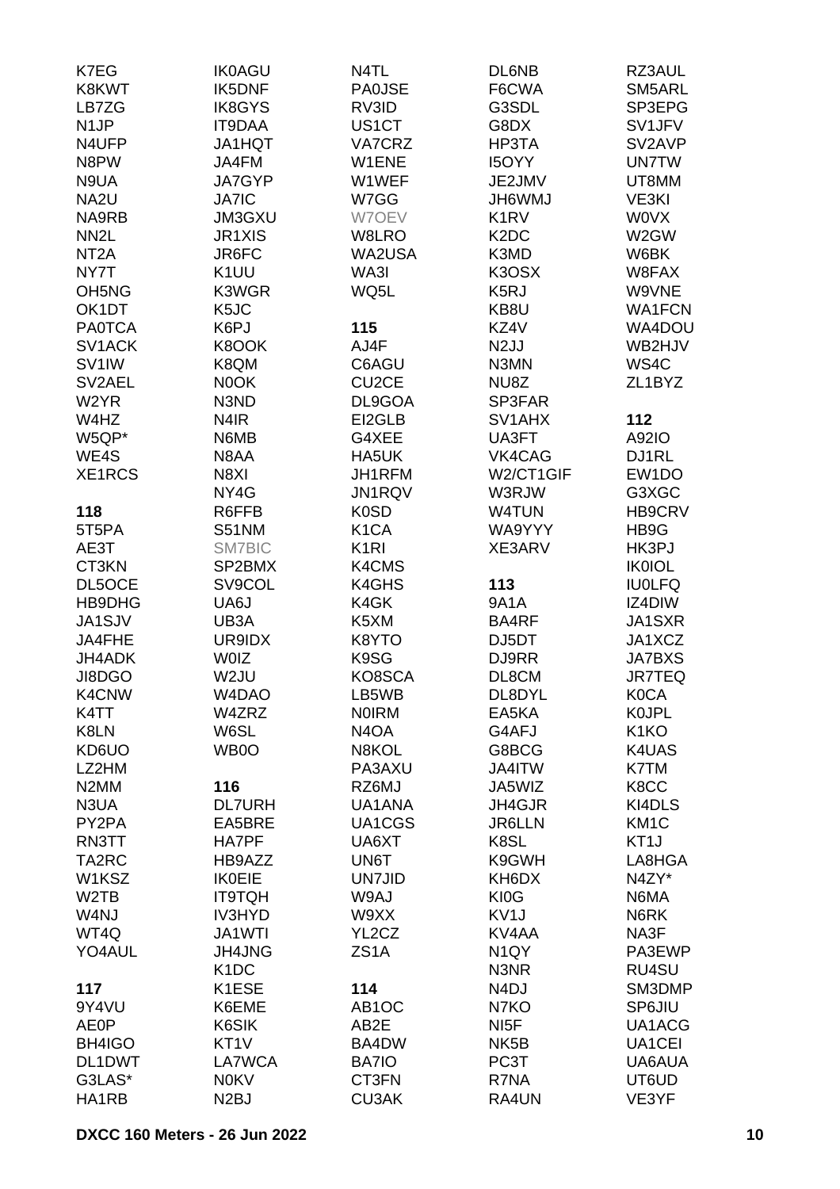K7EG
K8KWT
LB7ZG
N1JP
N4UFP
N8PW
N9UA
NA2U
NA9RB
NN2L
NT2A
NY7T
OH5NG
OK1DT
PA0TCA
SV1ACK
SV1IW
SV2AEL
W2YR
W4HZ
W5QP*
WE4S
XE1RCS

**118**
5T5PA
AE3T
CT3KN
DL5OCE
HB9DHG
JA1SJV
JA4FHE
JH4ADK
JI8DGO
K4CNW
K4TT
K8LN
KD6UO
LZ2HM
N2MM
N3UA
PY2PA
RN3TT
TA2RC
W1KSZ
W2TB
W4NJ
WT4Q
YO4AUL

**117**
9Y4VU
AE0P
BH4IGO
DL1DWT
G3LAS*
HA1RB

IK0AGU
IK5DNF
IK8GYS
IT9DAA
JA1HQT
JA4FM
JA7GYP
JA7IC
JM3GXU
JR1XIS
JR6FC
K1UU
K3WGR
K5JC
K6PJ
K8OOK
K8QM
N0OK
N3ND
N4IR
N6MB
N8AA
N8XI
NY4G
R6FFB
S51NM
SM7BIC
SP2BMX
SV9COL
UA6J
UB3A
UR9IDX
W0IZ
W2JU
W4DAO
W4ZRZ
W6SL
WB0O

**116**
DL7URH
EA5BRE
HA7PF
HB9AZZ
IK0EIE
IT9TQH
IV3HYD
JA1WTI
JH4JNG
K1DC
K1ESE
K6EME
K6SIK
KT1V
LA7WCA
N0KV
N2BJ

N4TL
PA0JSE
RV3ID
US1CT
VA7CRZ
W1ENE
W1WEF
W7GG
W7OEV
W8LRO
WA2USA
WA3I
WQ5L

**115**
AJ4F
C6AGU
CU2CE
DL9GOA
EI2GLB
G4XEE
HA5UK
JH1RFM
JN1RQV
K0SD
K1CA
K1RI
K4CMS
K4GHS
K4GK
K5XM
K8YTO
K9SG
KO8SCA
LB5WB
N0IRM
N4OA
N8KOL
PA3AXU
RZ6MJ
UA1ANA
UA1CGS
UA6XT
UN6T
UN7JID
W9AJ
W9XX
YL2CZ
ZS1A

**114**
AB1OC
AB2E
BA4DW
BA7IO
CT3FN
CU3AK

DL6NB
F6CWA
G3SDL
G8DX
HP3TA
I5OYY
JE2JMV
JH6WMJ
K1RV
K2DC
K3MD
K3OSX
K5RJ
KB8U
KZ4V
N2JJ
N3MN
NU8Z
SP3FAR
SV1AHX
UA3FT
VK4CAG
W2/CT1GIF
W3RJW
W4TUN
WA9YYY
XE3ARV

**113**
9A1A
BA4RF
DJ5DT
DJ9RR
DL8CM
DL8DYL
EA5KA
G4AFJ
G8BCG
JA4ITW
JA5WIZ
JH4GJR
JR6LLN
K8SL
K9GWH
KH6DX
KI0G
KV1J
KV4AA
N1QY
N3NR
N4DJ
N7KO
NI5F
NK5B
PC3T
R7NA
RA4UN

RZ3AUL
SM5ARL
SP3EPG
SV1JFV
SV2AVP
UN7TW
UT8MM
VE3KI
W0VX
W2GW
W6BK
W8FAX
W9VNE
WA1FCN
WA4DOU
WB2HJV
WS4C
ZL1BYZ

**112**
A92IO
DJ1RL
EW1DO
G3XGC
HB9CRV
HB9G
HK3PJ
IK0IOL
IU0LFQ
IZ4DIW
JA1SXR
JA1XCZ
JA7BXS
JR7TEQ
K0CA
K0JPL
K1KO
K4UAS
K7TM
K8CC
KI4DLS
KM1C
KT1J
LA8HGA
N4ZY*
N6MA
N6RK
NA3F
PA3EWP
RU4SU
SM3DMP
SP6JIU
UA1ACG
UA1CEI
UA6AUA
UT6UD
VE3YF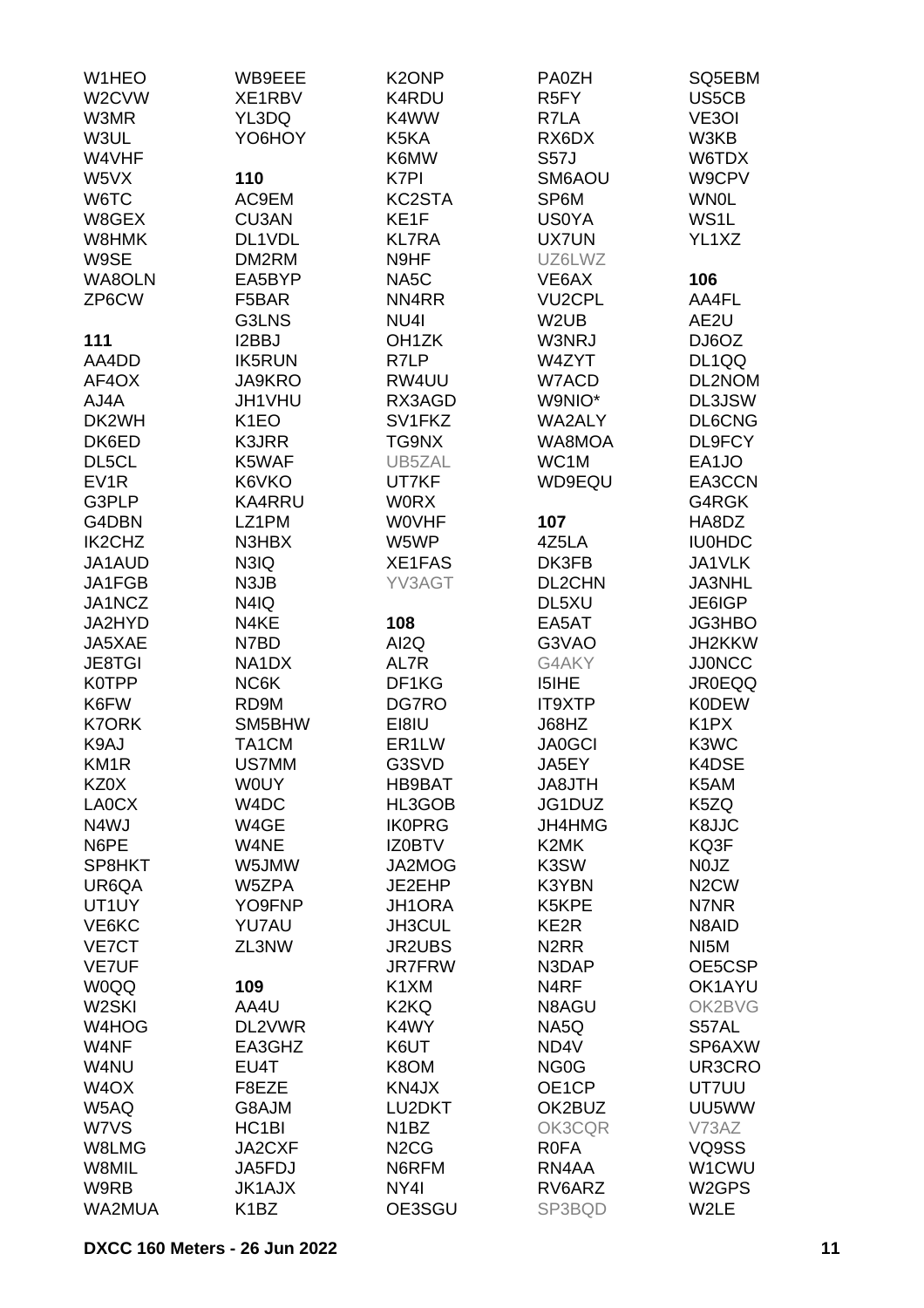W1HEO
W2CVW
W3MR
W3UL
W4VHF
W5VX
W6TC
W8GEX
W8HMK
W9SE
WA8OLN
ZP6CW

**111**
AA4DD
AF4OX
AJ4A
DK2WH
DK6ED
DL5CL
EV1R
G3PLP
G4DBN
IK2CHZ
JA1AUD
JA1FGB
JA1NCZ
JA2HYD
JA5XAE
JE8TGI
K0TPP
K6FW
K7ORK
K9AJ
KM1R
KZ0X
LA0CX
N4WJ
N6PE
SP8HKT
UR6QA
UT1UY
VE6KC
VE7CT
VE7UF
W0QQ
W2SKI
W4HOG
W4NF
W4NU
W4OX
W5AQ
W7VS
W8LMG
W8MIL
W9RB
WA2MUA

WB9EEE
XE1RBV
YL3DQ
YO6HOY

**110**
AC9EM
CU3AN
DL1VDL
DM2RM
EA5BYP
F5BAR
G3LNS
I2BBJ
IK5RUN
JA9KRO
JH1VHU
K1EO
K3JRR
K5WAF
K6VKO
KA4RRU
LZ1PM
N3HBX
N3IQ
N3JB
N4IQ
N4KE
N7BD
NA1DX
NC6K
RD9M
SM5BHW
TA1CM
US7MM
W0UY
W4DC
W4GE
W4NE
W5JMW
W5ZPA
YO9FNP
YU7AU
ZL3NW

**109**
AA4U
DL2VWR
EA3GHZ
EU4T
F8EZE
G8AJM
HC1BI
JA2CXF
JA5FDJ
JK1AJX
K1BZ

K2ONP
K4RDU
K4WW
K5KA
K6MW
K7PI
KC2STA
KE1F
KL7RA
N9HF
NA5C
NN4RR
NU4I
OH1ZK
R7LP
RW4UU
RX3AGD
SV1FKZ
TG9NX
UB5ZAL
UT7KF
W0RX
W0VHF
W5WP
XE1FAS
YV3AGT

**108**
AI2Q
AL7R
DF1KG
DG7RO
EI8IU
ER1LW
G3SVD
HB9BAT
HL3GOB
IK0PRG
IZ0BTV
JA2MOG
JE2EHP
JH1ORA
JH3CUL
JR2UBS
JR7FRW
K1XM
K2KQ
K4WY
K6UT
K8OM
KN4JX
LU2DKT
N1BZ
N2CG
N6RFM
NY4I
OE3SGU

PA0ZH
R5FY
R7LA
RX6DX
S57J
SM6AOU
SP6M
US0YA
UX7UN
UZ6LWZ
VE6AX
VU2CPL
W2UB
W3NRJ
W4ZYT
W7ACD
W9NIO*
WA2ALY
WA8MOA
WC1M
WD9EQU

**107**
4Z5LA
DK3FB
DL2CHN
DL5XU
EA5AT
G3VAO
G4AKY
I5IHE
IT9XTP
J68HZ
JA0GCI
JA5EY
JA8JTH
JG1DUZ
JH4HMG
K2MK
K3SW
K3YBN
K5KPE
KE2R
N2RR
N3DAP
N4RF
N8AGU
NA5Q
ND4V
NG0G
OE1CP
OK2BUZ
OK3CQR
R0FA
RN4AA
RV6ARZ
SP3BQD

SQ5EBM
US5CB
VE3OI
W3KB
W6TDX
W9CPV
WN0L
WS1L
YL1XZ

**106**
AA4FL
AE2U
DJ6OZ
DL1QQ
DL2NOM
DL3JSW
DL6CNG
DL9FCY
EA1JO
EA3CCN
G4RGK
HA8DZ
IU0HDC
JA1VLK
JA3NHL
JE6IGP
JG3HBO
JH2KKW
JJ0NCC
JR0EQQ
K0DEW
K1PX
K3WC
K4DSE
K5AM
K5ZQ
K8JJC
KQ3F
N0JZ
N2CW
N7NR
N8AID
NI5M
OE5CSP
OK1AYU
OK2BVG
S57AL
SP6AXW
UR3CRO
UT7UU
UU5WW
V73AZ
VQ9SS
W1CWU
W2GPS
W2LE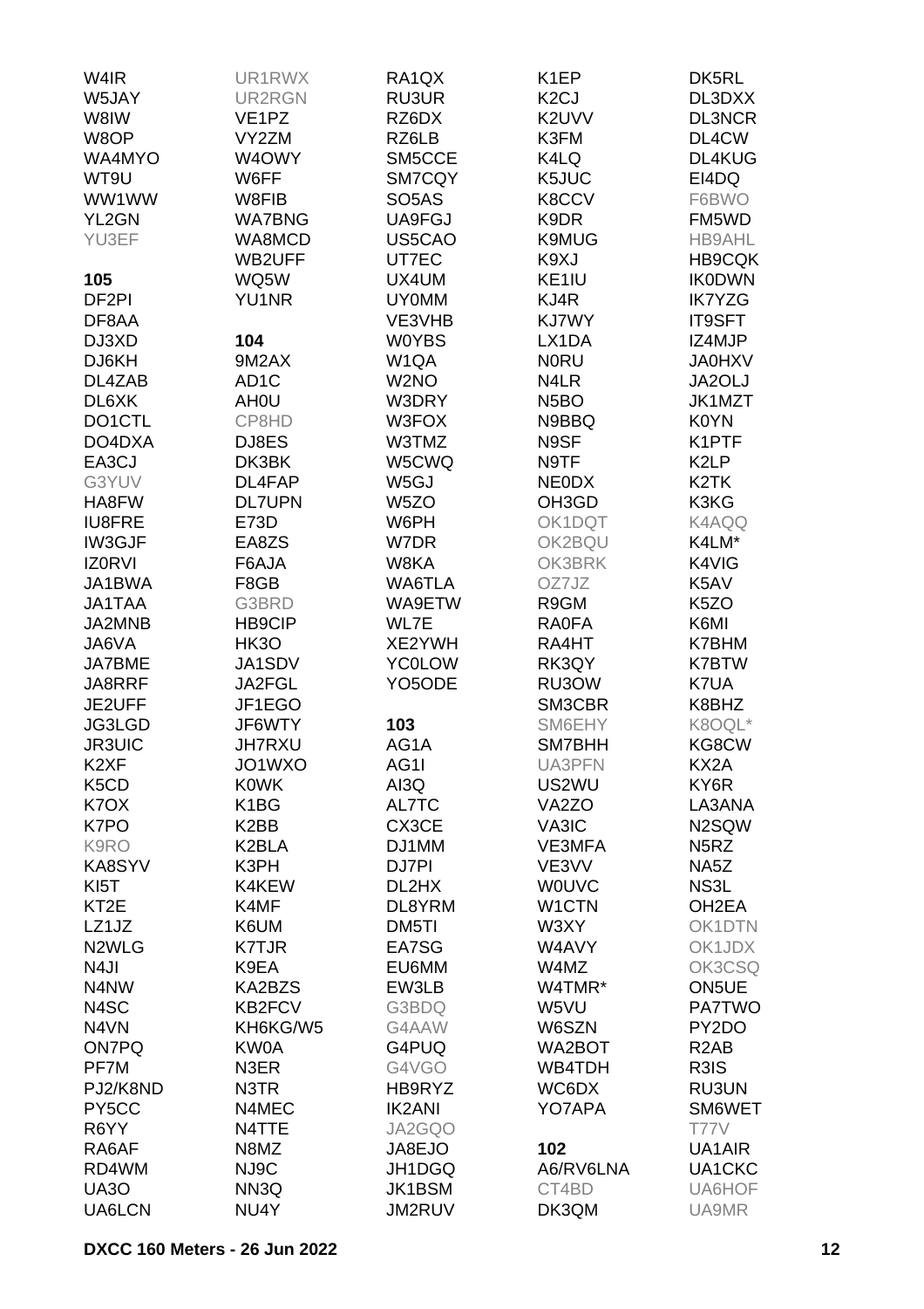W4IR
W5JAY
W8IW
W8OP
WA4MYO
WT9U
WW1WW
YL2GN
YU3EF

**105**

DF2PI
DF8AA
DJ3XD
DJ6KH
DL4ZAB
DL6XK
DO1CTL
DO4DXA
EA3CJ
G3YUV
HA8FW
IU8FRE
IW3GJF
IZ0RVI
JA1BWA
JA1TAA
JA2MNB
JA6VA
JA7BME
JA8RRF
JE2UFF
JG3LGD
JR3UIC
K2XF
K5CD
K7OX
K7PO
K9RO
KA8SYV
KI5T
KT2E
LZ1JZ
N2WLG
N4JI
N4NW
N4SC
N4VN
ON7PQ
PF7M
PJ2/K8ND
PY5CC
R6YY
RA6AF
RD4WM
UA3O
UA6LCN
UR1RWX
UR2RGN
VE1PZ
VY2ZM
W4OWY
W6FF
W8FIB
WA7BNG
WA8MCD
WB2UFF
WQ5W
YU1NR

**104**

9M2AX
AD1C
AH0U
CP8HD
DJ8ES
DK3BK
DL4FAP
DL7UPN
E73D
EA8ZS
F6AJA
F8GB
G3BRD
HB9CIP
HK3O
JA1SDV
JA2FGL
JF1EGO
JF6WTY
JH7RXU
JO1WXO
K0WK
K1BG
K2BB
K2BLA
K3PH
K4KEW
K4MF
K6UM
K7TJR
K9EA
KA2BZS
KB2FCV
KH6KG/W5
KW0A
N3ER
N3TR
N4MEC
N4TTE
N8MZ
NJ9C
NN3Q
NU4Y
RA1QX
RU3UR
RZ6DX
RZ6LB
SM5CCE
SM7CQY
SO5AS
UA9FGJ
US5CAO
UT7EC
UX4UM
UY0MM
VE3VHB
W0YBS
W1QA
W2NO
W3DRY
W3FOX
W3TMZ
W5CWQ
W5GJ
W5ZO
W6PH
W7DR
W8KA
WA6TLA
WA9ETW
WL7E
XE2YWH
YC0LOW
YO5ODE

**103**

AG1A
AG1I
AI3Q
AL7TC
CX3CE
DJ1MM
DJ7PI
DL2HX
DL8YRM
DM5TI
EA7SG
EU6MM
EW3LB
G3BDQ
G4AAW
G4PUQ
G4VGO
HB9RYZ
IK2ANI
JA2GQO
JA8EJO
JH1DGQ
JK1BSM
JM2RUV
K1EP
K2CJ
K2UVV
K3FM
K4LQ
K5JUC
K8CCV
K9DR
K9MUG
K9XJ
KE1IU
KJ4R
KJ7WY
LX1DA
N0RU
N4LR
N5BO
N9BBQ
N9SF
N9TF
NE0DX
OH3GD
OK1DQT
OK2BQU
OK3BRK
OZ7JZ
R9GM
RA0FA
RA4HT
RK3QY
RU3OW
SM3CBR
SM6EHY
SM7BHH
UA3PFN
US2WU
VA2ZO
VA3IC
VE3MFA
VE3VV
W0UVC
W1CTN
W3XY
W4AVY
W4MZ
W4TMR*
W5VU
W6SZN
WA2BOT
WB4TDH
WC6DX
YO7APA

**102**

A6/RV6LNA
CT4BD
DK3QM
DK5RL
DL3DXX
DL3NCR
DL4CW
DL4KUG
EI4DQ
F6BWO
FM5WD
HB9AHL
HB9CQK
IK0DWN
IK7YZG
IT9SFT
IZ4MJP
JA0HXV
JA2OLJ
JK1MZT
K0YN
K1PTF
K2LP
K2TK
K3KG
K4AQQ
K4LM*
K4VIG
K5AV
K5ZO
K6MI
K7BHM
K7BTW
K7UA
K8BHZ
K8OQL*
KG8CW
KX2A
KY6R
LA3ANA
N2SQW
N5RZ
NA5Z
NS3L
OH2EA
OK1DTN
OK1JDX
OK3CSQ
ON5UE
PA7TWO
PY2DO
R2AB
R3IS
RU3UN
SM6WET
T77V
UA1AIR
UA1CKC
UA6HOF
UA9MR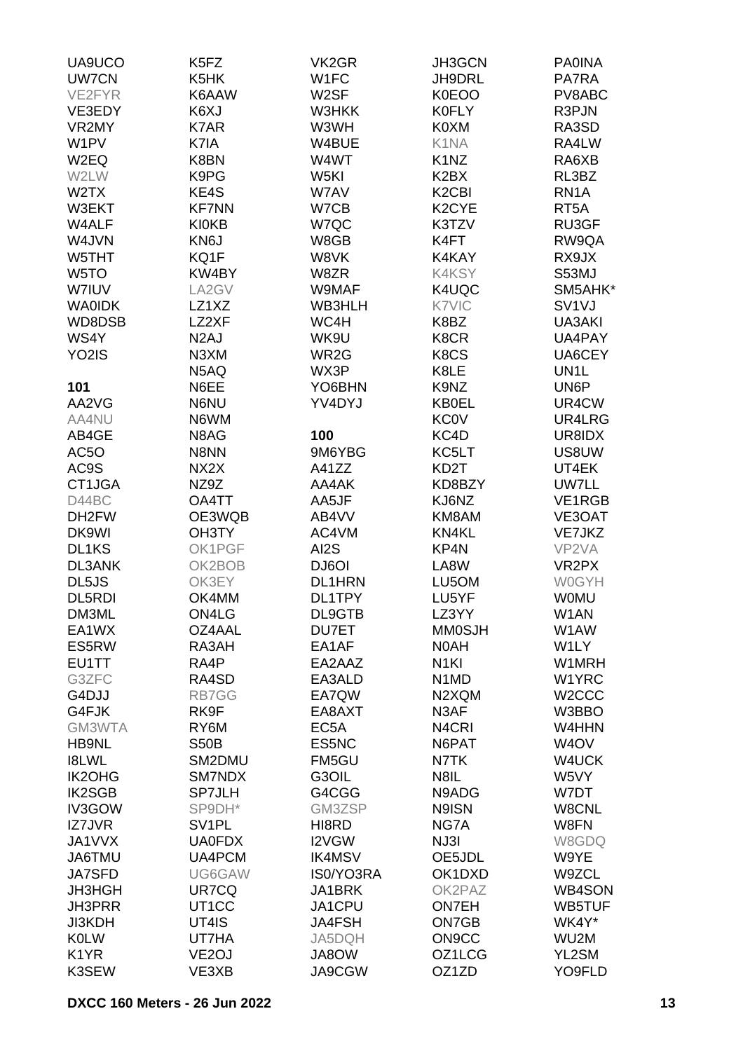UA9UCO
UW7CN
VE2FYR
VE3EDY
VR2MY
W1PV
W2EQ
W2LW
W2TX
W3EKT
W4ALF
W4JVN
W5THT
W5TO
W7IUV
WA0IDK
WD8DSB
WS4Y
YO2IS

**101**

AA2VG
AA4NU
AB4GE
AC5O
AC9S
CT1JGA
D44BC
DH2FW
DK9WI
DL1KS
DL3ANK
DL5JS
DL5RDI
DM3ML
EA1WX
ES5RW
EU1TT
G3ZFC
G4DJJ
G4FJK
GM3WTA
HB9NL
I8LWL
IK2OHG
IK2SGB
IV3GOW
IZ7JVR
JA1VVX
JA6TMU
JA7SFD
JH3HGH
JH3PRR
JI3KDH
K0LW
K1YR
K3SEW
K5FZ
K5HK
K6AAW
K6XJ
K7AR
K7IA
K8BN
K9PG
KE4S
KF7NN
KI0KB
KN6J
KQ1F
KW4BY
LA2GV
LZ1XZ
LZ2XF
N2AJ
N3XM
N5AQ
N6EE
N6NU
N6WM
N8AG
N8NN
NX2X
NZ9Z
OA4TT
OE3WQB
OH3TY
OK1PGF
OK2BOB
OK3EY
OK4MM
ON4LG
OZ4AAL
RA3AH
RA4P
RA4SD
RB7GG
RK9F
RY6M
S50B
SM2DMU
SM7NDX
SP7JLH
SP9DH*
SV1PL
UA0FDX
UA4PCM
UG6GAW
UR7CQ
UT1CC
UT4IS
UT7HA
VE2OJ
VE3XB
VK2GR
W1FC
W2SF
W3HKK
W3WH
W4BUE
W4WT
W5KI
W7AV
W7CB
W7QC
W8GB
W8VK
W8ZR
W9MAF
WB3HLH
WC4H
WK9U
WR2G
WX3P
YO6BHN
YV4DYJ

**100**

9M6YBG
A41ZZ
AA4AK
AA5JF
AB4VV
AC4VM
AI2S
DJ6OI
DL1HRN
DL1TPY
DL9GTB
DU7ET
EA1AF
EA2AAZ
EA3ALD
EA7QW
EA8AXT
EC5A
ES5NC
FM5GU
G3OIL
G4CGG
GM3ZSP
HI8RD
I2VGW
IK4MSV
IS0/YO3RA
JA1BRK
JA1CPU
JA4FSH
JA5DQH
JA8OW
JA9CGW
JH3GCN
JH9DRL
K0EOO
K0FLY
K0XM
K1NA
K1NZ
K2BX
K2CBI
K2CYE
K3TZV
K4FT
K4KAY
K4KSY
K4UQC
K7VIC
K8BZ
K8CR
K8CS
K8LE
K9NZ
KB0EL
KC0V
KC4D
KC5LT
KD2T
KD8BZY
KJ6NZ
KM8AM
KN4KL
KP4N
LA8W
LU5OM
LU5YF
LZ3YY
MM0SJH
N0AH
N1KI
N1MD
N2XQM
N3AF
N4CRI
N6PAT
N7TK
N8IL
N9ADG
N9ISN
NG7A
NJ3I
OE5JDL
OK1DXD
OK2PAZ
ON7EH
ON7GB
ON9CC
OZ1LCG
OZ1ZD
PA0INA
PA7RA
PV8ABC
R3PJN
RA3SD
RA4LW
RA6XB
RL3BZ
RN1A
RT5A
RU3GF
RW9QA
RX9JX
S53MJ
SM5AHK*
SV1VJ
UA3AKI
UA4PAY
UA6CEY
UN1L
UN6P
UR4CW
UR4LRG
UR8IDX
US8UW
UT4EK
UW7LL
VE1RGB
VE3OAT
VE7JKZ
VP2VA
VR2PX
W0GYH
W0MU
W1AN
W1AW
W1LY
W1MRH
W1YRC
W2CCC
W3BBO
W4HHN
W4OV
W4UCK
W5VY
W7DT
W8CNL
W8FN
W8GDQ
W9YE
W9ZCL
WB4SON
WB5TUF
WK4Y*
WU2M
YL2SM
YO9FLD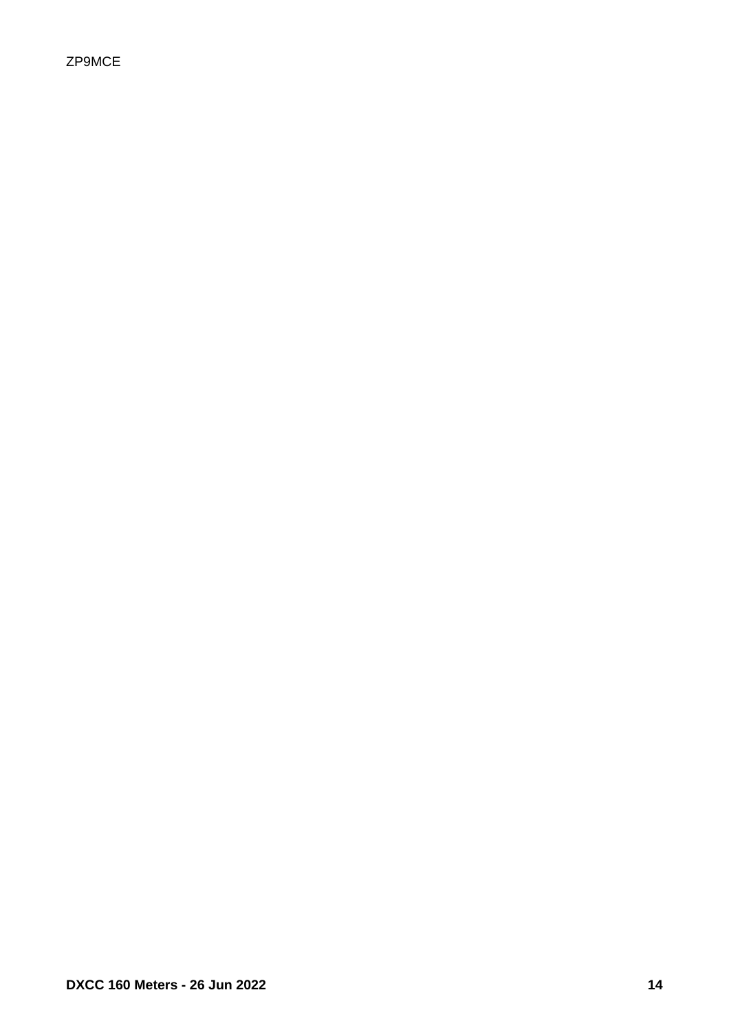ZP9MCE